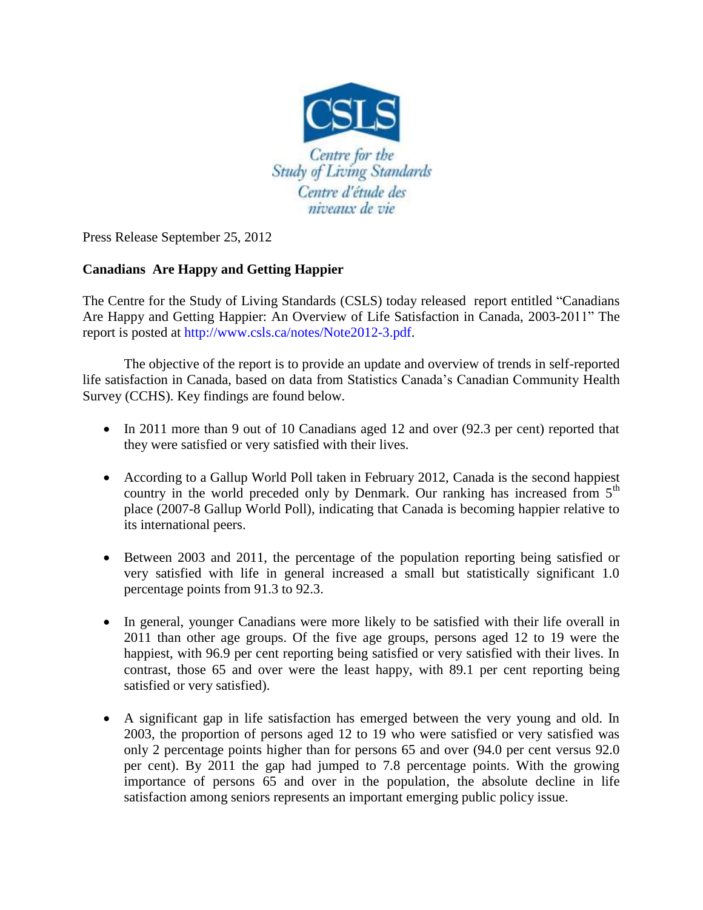Press Release September 25, 2012

**Canadians Are Happy and Getting Happier**

The Centre for the Study of Living Standards (CSLS) today released report entitled "Canadians Are Happy and Getting Happier: An Overview of Life Satisfaction in Canada, 2003-2011" The report is posted at http://www.csls.ca/notes/Note2012-3.pdf.

The objective of the report is to provide an update and overview of trends in self-reported life satisfaction in Canada, based on data from Statistics Canada's Canadian Community Health Survey (CCHS). Key findings are found below.

- In 2011 more than 9 out of 10 Canadians aged 12 and over (92.3 per cent) reported that they were satisfied or very satisfied with their lives.
- According to a Gallup World Poll taken in February 2012, Canada is the second happiest country in the world preceded only by Denmark. Our ranking has increased from 5th place (2007-8 Gallup World Poll), indicating that Canada is becoming happier relative to its international peers.
- Between 2003 and 2011, the percentage of the population reporting being satisfied or very satisfied with life in general increased a small but statistically significant 1.0 percentage points from 91.3 to 92.3.
- In general, younger Canadians were more likely to be satisfied with their life overall in 2011 than other age groups. Of the five age groups, persons aged 12 to 19 were the happiest, with 96.9 per cent reporting being satisfied or very satisfied with their lives. In contrast, those 65 and over were the least happy, with 89.1 per cent reporting being satisfied or very satisfied).
- A significant gap in life satisfaction has emerged between the very young and old. In 2003, the proportion of persons aged 12 to 19 who were satisfied or very satisfied was only 2 percentage points higher than for persons 65 and over (94.0 per cent versus 92.0 per cent). By 2011 the gap had jumped to 7.8 percentage points. With the growing importance of persons 65 and over in the population, the absolute decline in life satisfaction among seniors represents an important emerging public policy issue.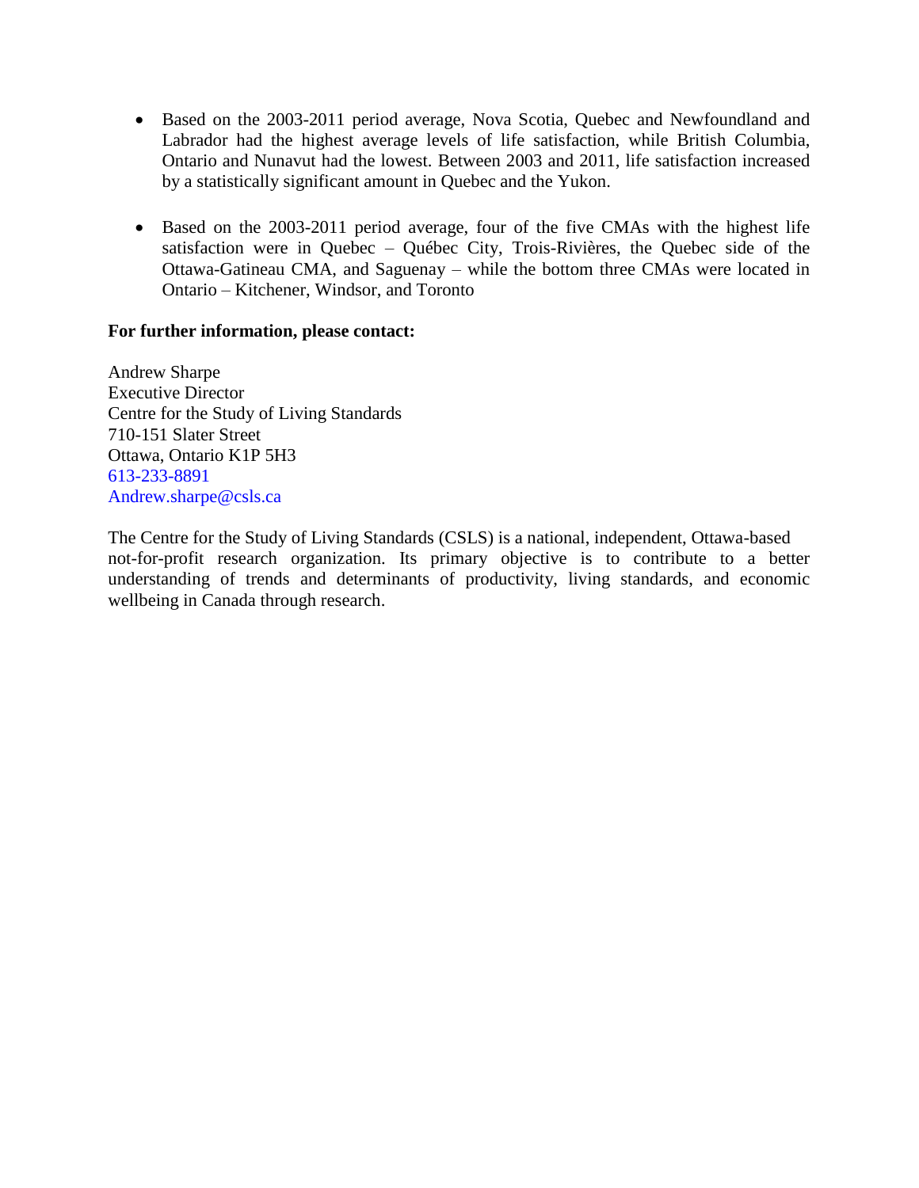- Based on the 2003-2011 period average, Nova Scotia, Quebec and Newfoundland and Labrador had the highest average levels of life satisfaction, while British Columbia, Ontario and Nunavut had the lowest. Between 2003 and 2011, life satisfaction increased by a statistically significant amount in Quebec and the Yukon.

- Based on the 2003-2011 period average, four of the five CMAs with the highest life satisfaction were in Quebec – Québec City, Trois-Rivières, the Quebec side of the Ottawa-Gatineau CMA, and Saguenay – while the bottom three CMAs were located in Ontario – Kitchener, Windsor, and Toronto

**For further information, please contact:**

Andrew Sharpe  
Executive Director  
Centre for the Study of Living Standards  
710-151 Slater Street  
Ottawa, Ontario K1P 5H3  
613-233-8891  
Andrew.sharpe@csls.ca

The Centre for the Study of Living Standards (CSLS) is a national, independent, Ottawa-based not-for-profit research organization. Its primary objective is to contribute to a better understanding of trends and determinants of productivity, living standards, and economic wellbeing in Canada through research.